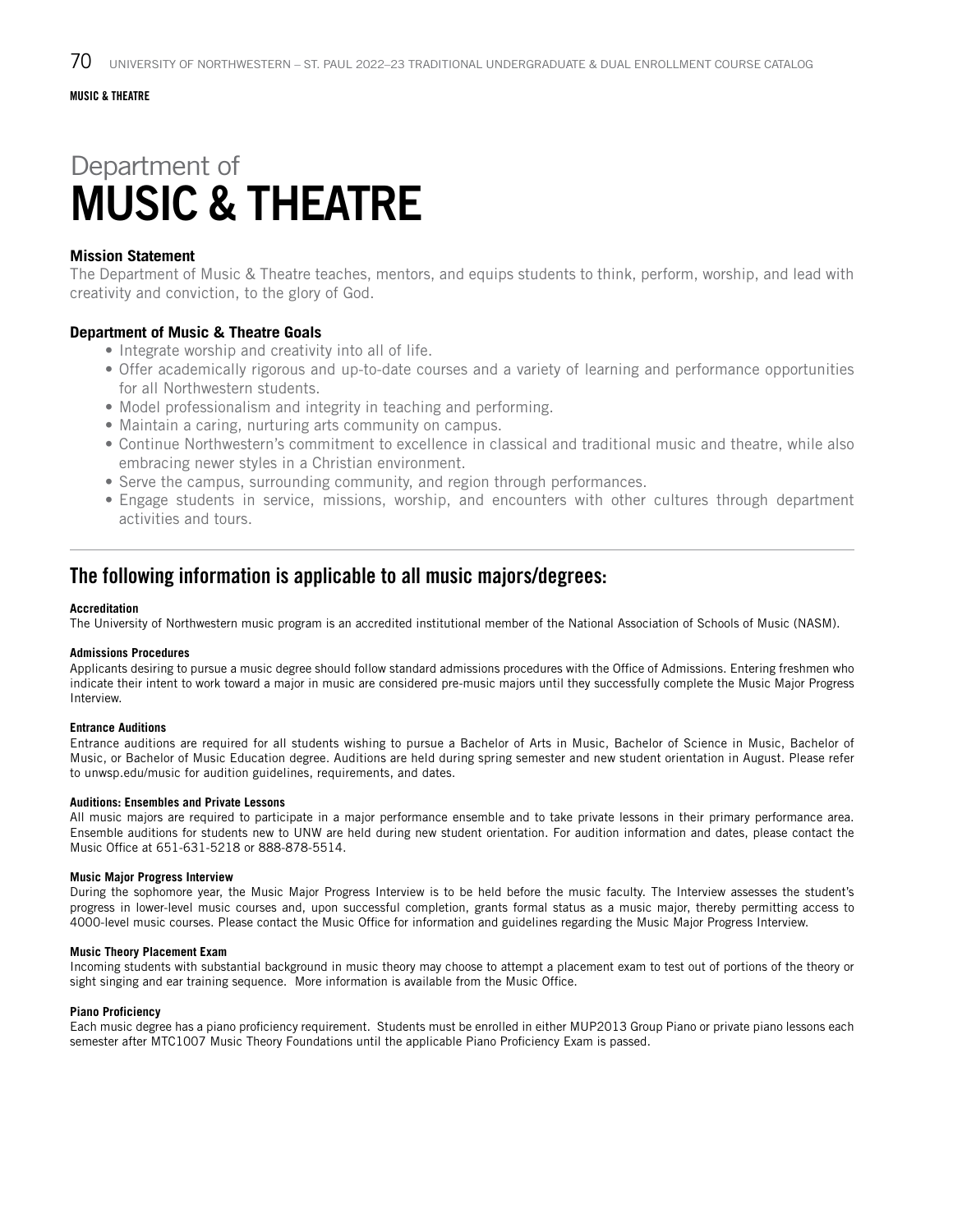# Department of MUSIC & THEATRE

### Mission Statement

The Department of Music & Theatre teaches, mentors, and equips students to think, perform, worship, and lead with creativity and conviction, to the glory of God.

### Department of Music & Theatre Goals

- Integrate worship and creativity into all of life.
- Offer academically rigorous and up-to-date courses and a variety of learning and performance opportunities for all Northwestern students.
- Model professionalism and integrity in teaching and performing.
- Maintain a caring, nurturing arts community on campus.
- Continue Northwestern's commitment to excellence in classical and traditional music and theatre, while also embracing newer styles in a Christian environment.
- Serve the campus, surrounding community, and region through performances.
- Engage students in service, missions, worship, and encounters with other cultures through department activities and tours.

---

## The following information is applicable to all music majors/degrees:

#### Accreditation

The University of Northwestern music program is an accredited institutional member of the National Association of Schools of Music (NASM).

#### Admissions Procedures

Applicants desiring to pursue a music degree should follow standard admissions procedures with the Office of Admissions. Entering freshmen who indicate their intent to work toward a major in music are considered pre-music majors until they successfully complete the Music Major Progress Interview.

#### Entrance Auditions

Entrance auditions are required for all students wishing to pursue a Bachelor of Arts in Music, Bachelor of Science in Music, Bachelor of Music, or Bachelor of Music Education degree. Auditions are held during spring semester and new student orientation in August. Please refer to unwsp.edu/music for audition guidelines, requirements, and dates.

#### Auditions: Ensembles and Private Lessons

All music majors are required to participate in a major performance ensemble and to take private lessons in their primary performance area. Ensemble auditions for students new to UNW are held during new student orientation. For audition information and dates, please contact the Music Office at 651-631-5218 or 888-878-5514.

#### Music Major Progress Interview

During the sophomore year, the Music Major Progress Interview is to be held before the music faculty. The Interview assesses the student's progress in lower-level music courses and, upon successful completion, grants formal status as a music major, thereby permitting access to 4000-level music courses. Please contact the Music Office for information and guidelines regarding the Music Major Progress Interview.

#### Music Theory Placement Exam

Incoming students with substantial background in music theory may choose to attempt a placement exam to test out of portions of the theory or sight singing and ear training sequence. More information is available from the Music Office.

#### Piano Proficiency

Each music degree has a piano proficiency requirement. Students must be enrolled in either MUP2013 Group Piano or private piano lessons each semester after MTC1007 Music Theory Foundations until the applicable Piano Proficiency Exam is passed.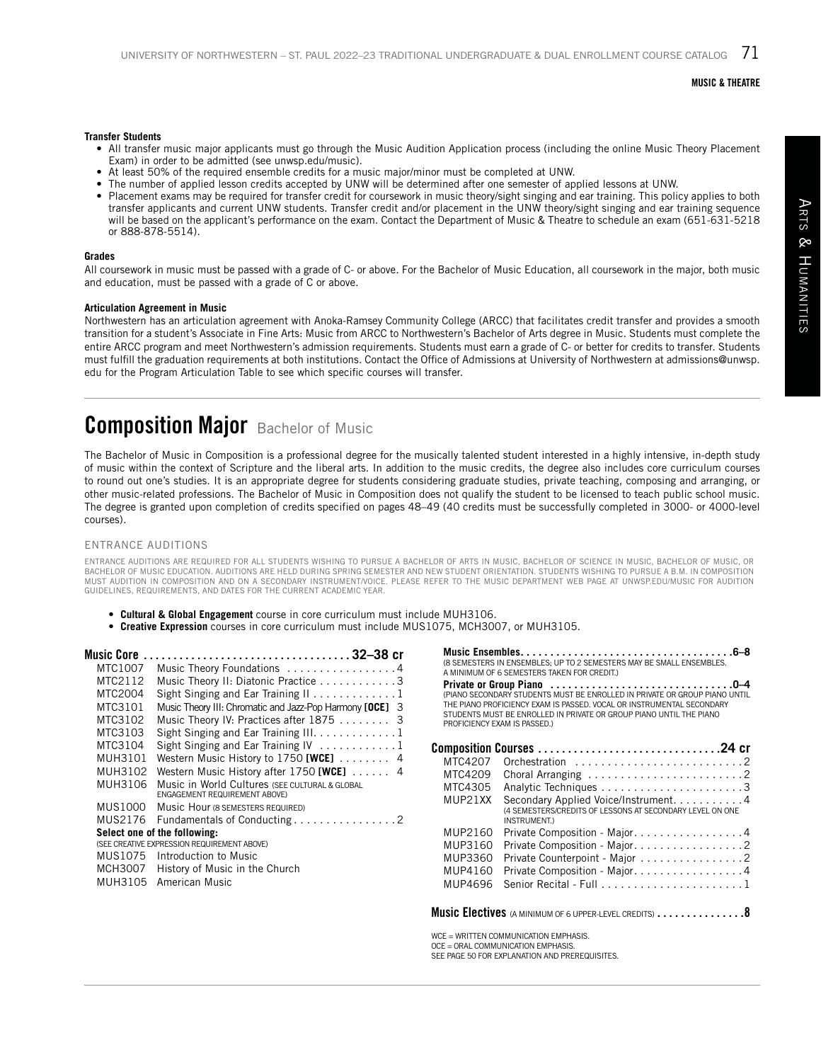**Transfer Students**

- All transfer music major applicants must go through the Music Audition Application process (including the online Music Theory Placement Exam) in order to be admitted (see unwsp.edu/music).
- At least 50% of the required ensemble credits for a music major/minor must be completed at UNW.
- The number of applied lesson credits accepted by UNW will be determined after one semester of applied lessons at UNW.
- Placement exams may be required for transfer credit for coursework in music theory/sight singing and ear training. This policy applies to both transfer applicants and current UNW students. Transfer credit and/or placement in the UNW theory/sight singing and ear training sequence will be based on the applicant's performance on the exam. Contact the Department of Music & Theatre to schedule an exam (651-631-5218 or 888-878-5514).

**Grades**

All coursework in music must be passed with a grade of C- or above. For the Bachelor of Music Education, all coursework in the major, both music and education, must be passed with a grade of C or above.

**Articulation Agreement in Music**

Northwestern has an articulation agreement with Anoka-Ramsey Community College (ARCC) that facilitates credit transfer and provides a smooth transition for a student's Associate in Fine Arts: Music from ARCC to Northwestern's Bachelor of Arts degree in Music. Students must complete the entire ARCC program and meet Northwestern's admission requirements. Students must earn a grade of C- or better for credits to transfer. Students must fulfill the graduation requirements at both institutions. Contact the Office of Admissions at University of Northwestern at admissions@unwsp.edu for the Program Articulation Table to see which specific courses will transfer.

# Composition Major Bachelor of Music

The Bachelor of Music in Composition is a professional degree for the musically talented student interested in a highly intensive, in-depth study of music within the context of Scripture and the liberal arts. In addition to the music credits, the degree also includes core curriculum courses to round out one's studies. It is an appropriate degree for students considering graduate studies, private teaching, composing and arranging, or other music-related professions. The Bachelor of Music in Composition does not qualify the student to be licensed to teach public school music. The degree is granted upon completion of credits specified on pages 48–49 (40 credits must be successfully completed in 3000- or 4000-level courses).

ENTRANCE AUDITIONS

ENTRANCE AUDITIONS ARE REQUIRED FOR ALL STUDENTS WISHING TO PURSUE A BACHELOR OF ARTS IN MUSIC, BACHELOR OF SCIENCE IN MUSIC, BACHELOR OF MUSIC, OR BACHELOR OF MUSIC EDUCATION. AUDITIONS ARE HELD DURING SPRING SEMESTER AND NEW STUDENT ORIENTATION. STUDENTS WISHING TO PURSUE A B.M. IN COMPOSITION MUST AUDITION IN COMPOSITION AND ON A SECONDARY INSTRUMENT/VOICE. PLEASE REFER TO THE MUSIC DEPARTMENT WEB PAGE AT UNWSP.EDU/MUSIC FOR AUDITION GUIDELINES, REQUIREMENTS, AND DATES FOR THE CURRENT ACADEMIC YEAR.

- **Cultural & Global Engagement** course in core curriculum must include MUH3106.
- **Creative Expression** courses in core curriculum must include MUS1075, MCH3007, or MUH3105.

**Music Core .................................. 32–38 cr**

| | | |
|---|---|---|
| MTC1007 | Music Theory Foundations | 4 |
| MTC2112 | Music Theory II: Diatonic Practice | 3 |
| MTC2004 | Sight Singing and Ear Training II | 1 |
| MTC3101 | Music Theory III: Chromatic and Jazz-Pop Harmony **[OCE]** | 3 |
| MTC3102 | Music Theory IV: Practices after 1875 | 3 |
| MTC3103 | Sight Singing and Ear Training III | 1 |
| MTC3104 | Sight Singing and Ear Training IV | 1 |
| MUH3101 | Western Music History to 1750 **[WCE]** | 4 |
| MUH3102 | Western Music History after 1750 **[WCE]** | 4 |
| MUH3106 | Music in World Cultures (SEE CULTURAL & GLOBAL ENGAGEMENT REQUIREMENT ABOVE) | |
| MUS1000 | Music Hour (8 SEMESTERS REQUIRED) | |
| MUS2176 | Fundamentals of Conducting | 2 |

**Select one of the following:**
(SEE CREATIVE EXPRESSION REQUIREMENT ABOVE)

| | |
|---|---|
| MUS1075 | Introduction to Music |
| MCH3007 | History of Music in the Church |
| MUH3105 | American Music |

**Music Ensembles .................................. 6–8**
(8 SEMESTERS IN ENSEMBLES; UP TO 2 SEMESTERS MAY BE SMALL ENSEMBLES. A MINIMUM OF 6 SEMESTERS TAKEN FOR CREDIT.)

**Private or Group Piano .................................. 0–4**
(PIANO SECONDARY STUDENTS MUST BE ENROLLED IN PRIVATE OR GROUP PIANO UNTIL THE PIANO PROFICIENCY EXAM IS PASSED. VOCAL OR INSTRUMENTAL SECONDARY STUDENTS MUST BE ENROLLED IN PRIVATE OR GROUP PIANO UNTIL THE PIANO PROFICIENCY EXAM IS PASSED.)

**Composition Courses .................................. 24 cr**

| | | |
|---|---|---|
| MTC4207 | Orchestration | 2 |
| MTC4209 | Choral Arranging | 2 |
| MTC4305 | Analytic Techniques | 3 |
| MUP21XX | Secondary Applied Voice/Instrument (4 SEMESTERS/CREDITS OF LESSONS AT SECONDARY LEVEL ON ONE INSTRUMENT.) | 4 |
| MUP2160 | Private Composition - Major | 4 |
| MUP3160 | Private Composition - Major | 2 |
| MUP3360 | Private Counterpoint - Major | 2 |
| MUP4160 | Private Composition - Major | 4 |
| MUP4696 | Senior Recital - Full | 1 |

**Music Electives** (A MINIMUM OF 6 UPPER-LEVEL CREDITS) **.................................. 8**

WCE = WRITTEN COMMUNICATION EMPHASIS.
OCE = ORAL COMMUNICATION EMPHASIS.
SEE PAGE 50 FOR EXPLANATION AND PREREQUISITES.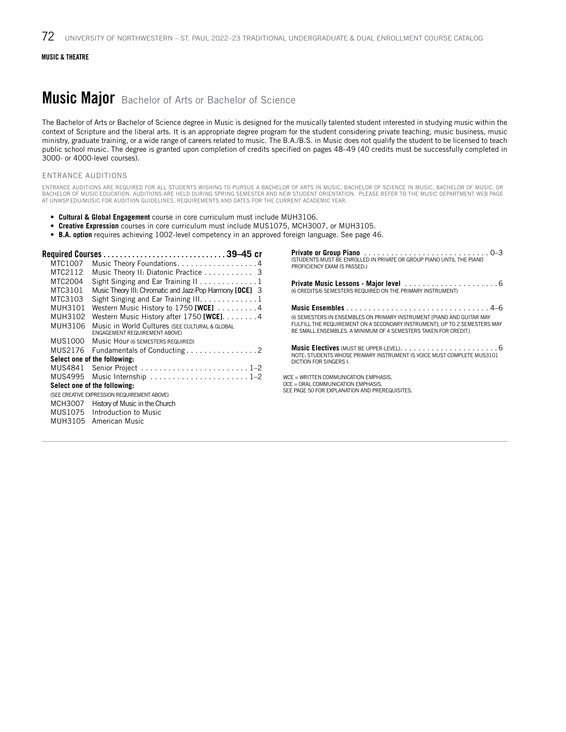MUSIC & THEATRE

# Music Major Bachelor of Arts or Bachelor of Science

The Bachelor of Arts or Bachelor of Science degree in Music is designed for the musically talented student interested in studying music within the context of Scripture and the liberal arts. It is an appropriate degree program for the student considering private teaching, music business, music ministry, graduate training, or a wide range of careers related to music. The B.A./B.S. in Music does not qualify the student to be licensed to teach public school music. The degree is granted upon completion of credits specified on pages 48–49 (40 credits must be successfully completed in 3000- or 4000-level courses).

ENTRANCE AUDITIONS

ENTRANCE AUDITIONS ARE REQUIRED FOR ALL STUDENTS WISHING TO PURSUE A BACHELOR OF ARTS IN MUSIC, BACHELOR OF SCIENCE IN MUSIC, BACHELOR OF MUSIC, OR BACHELOR OF MUSIC EDUCATION. AUDITIONS ARE HELD DURING SPRING SEMESTER AND NEW STUDENT ORIENTATION. PLEASE REFER TO THE MUSIC DEPARTMENT WEB PAGE AT UNWSP.EDU/MUSIC FOR AUDITION GUIDELINES, REQUIREMENTS AND DATES FOR THE CURRENT ACADEMIC YEAR.

- **Cultural & Global Engagement** course in core curriculum must include MUH3106.
- **Creative Expression** courses in core curriculum must include MUS1075, MCH3007, or MUH3105.
- **B.A. option** requires achieving 1002-level competency in an approved foreign language. See page 46.

**Required Courses . . . . . . . . . . . . . . . . . . . . . . . . . . . . . 39–45 cr**

| | | |
|---|---|---|
| MTC1007 | Music Theory Foundations | 4 |
| MTC2112 | Music Theory II: Diatonic Practice | 3 |
| MTC2004 | Sight Singing and Ear Training II | 1 |
| MTC3101 | Music Theory III: Chromatic and Jazz-Pop Harmony **[OCE]** | 3 |
| MTC3103 | Sight Singing and Ear Training III | 1 |
| MUH3101 | Western Music History to 1750 **[WCE]** | 4 |
| MUH3102 | Western Music History after 1750 **[WCE]** | 4 |
| MUH3106 | Music in World Cultures (SEE CULTURAL & GLOBAL ENGAGEMENT REQUIREMENT ABOVE) | |
| MUS1000 | Music Hour (6 SEMESTERS REQUIRED) | |
| MUS2176 | Fundamentals of Conducting | 2 |

**Select one of the following:**

| | | |
|---|---|---|
| MUS4841 | Senior Project | 1–2 |
| MUS4995 | Music Internship | 1–2 |

**Select one of the following:**

(SEE CREATIVE EXPRESSION REQUIREMENT ABOVE)

| | |
|---|---|
| MCH3007 | History of Music in the Church |
| MUS1075 | Introduction to Music |
| MUH3105 | American Music |

**Private or Group Piano . . . . . . . . . . . . . . . . . . . . . . . . . . . . 0–3**
(STUDENTS MUST BE ENROLLED IN PRIVATE OR GROUP PIANO UNTIL THE PIANO PROFICIENCY EXAM IS PASSED.)

**Private Music Lessons - Major level . . . . . . . . . . . . . . . . . . . . 6**
(6 CREDITS/6 SEMESTERS REQUIRED ON THE PRIMARY INSTRUMENT)

**Music Ensembles . . . . . . . . . . . . . . . . . . . . . . . . . . . . . . . . 4–6**
(6 SEMESTERS IN ENSEMBLES ON PRIMARY INSTRUMENT [PIANO AND GUITAR MAY FULFILL THE REQUIREMENT ON A SECONDARY INSTRUMENT]; UP TO 2 SEMESTERS MAY BE SMALL ENSEMBLES. A MINIMUM OF 4 SEMESTERS TAKEN FOR CREDIT.)

**Music Electives** (MUST BE UPPER-LEVEL). . . . . . . . . . . . . . . . . . . . . . 6
NOTE: STUDENTS WHOSE PRIMARY INSTRUMENT IS VOICE MUST COMPLETE MUS3101 DICTION FOR SINGERS I.

WCE = WRITTEN COMMUNICATION EMPHASIS.
OCE = ORAL COMMUNICATION EMPHASIS.
SEE PAGE 50 FOR EXPLANATION AND PREREQUISITES.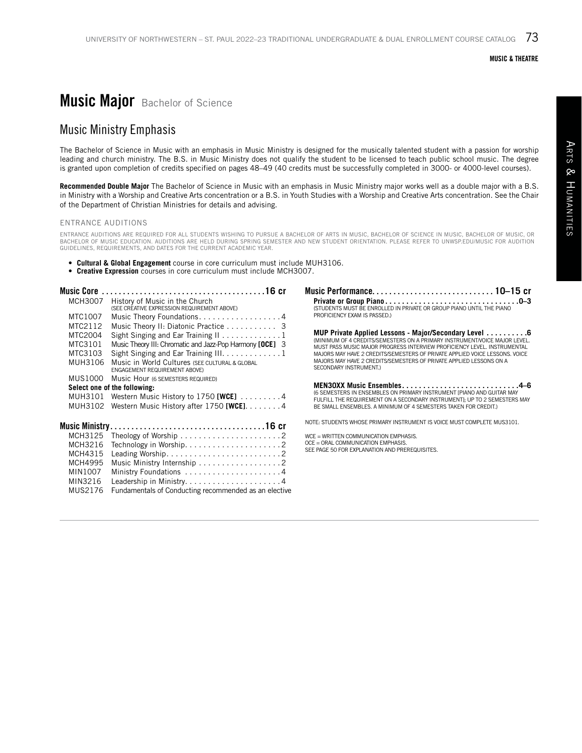# Music Major Bachelor of Science

## Music Ministry Emphasis

The Bachelor of Science in Music with an emphasis in Music Ministry is designed for the musically talented student with a passion for worship leading and church ministry. The B.S. in Music Ministry does not qualify the student to be licensed to teach public school music. The degree is granted upon completion of credits specified on pages 48–49 (40 credits must be successfully completed in 3000- or 4000-level courses).

**Recommended Double Major** The Bachelor of Science in Music with an emphasis in Music Ministry major works well as a double major with a B.S. in Ministry with a Worship and Creative Arts concentration or a B.S. in Youth Studies with a Worship and Creative Arts concentration. See the Chair of the Department of Christian Ministries for details and advising.

### ENTRANCE AUDITIONS

ENTRANCE AUDITIONS ARE REQUIRED FOR ALL STUDENTS WISHING TO PURSUE A BACHELOR OF ARTS IN MUSIC, BACHELOR OF SCIENCE IN MUSIC, BACHELOR OF MUSIC, OR BACHELOR OF MUSIC EDUCATION. AUDITIONS ARE HELD DURING SPRING SEMESTER AND NEW STUDENT ORIENTATION. PLEASE REFER TO UNWSP.EDU/MUSIC FOR AUDITION GUIDELINES, REQUIREMENTS, AND DATES FOR THE CURRENT ACADEMIC YEAR.

- **Cultural & Global Engagement** course in core curriculum must include MUH3106.
- **Creative Expression** courses in core curriculum must include MCH3007.

**Music Core . . . . . . . . . . . . . . . . . . . . . . . . . . . . . . . . . . . . . .16 cr**

| | | |
|---|---|---|
| MCH3007 | History of Music in the Church (SEE CREATIVE EXPRESSION REQUIREMENT ABOVE) | |
| MTC1007 | Music Theory Foundations | 4 |
| MTC2112 | Music Theory II: Diatonic Practice | 3 |
| MTC2004 | Sight Singing and Ear Training II | 1 |
| MTC3101 | Music Theory III: Chromatic and Jazz-Pop Harmony **[OCE]** | 3 |
| MTC3103 | Sight Singing and Ear Training III | 1 |
| MUH3106 | Music in World Cultures (SEE CULTURAL & GLOBAL ENGAGEMENT REQUIREMENT ABOVE) | |
| MUS1000 | Music Hour (6 SEMESTERS REQUIRED) | |

**Select one of the following:**

| | | |
|---|---|---|
| MUH3101 | Western Music History to 1750 **[WCE]** | 4 |
| MUH3102 | Western Music History after 1750 **[WCE]** | 4 |

**Music Ministry . . . . . . . . . . . . . . . . . . . . . . . . . . . . . . . . . . . .16 cr**

| | | |
|---|---|---|
| MCH3125 | Theology of Worship | 2 |
| MCH3216 | Technology in Worship | 2 |
| MCH4315 | Leading Worship | 2 |
| MCH4995 | Music Ministry Internship | 2 |
| MIN1007 | Ministry Foundations | 4 |
| MIN3216 | Leadership in Ministry | 4 |
| MUS2176 | Fundamentals of Conducting recommended as an elective | |

**Music Performance. . . . . . . . . . . . . . . . . . . . . . . . . . . . . 10–15 cr**

**Private or Group Piano . . . . . . . . . . . . . . . . . . . . . . . . . . . . . . . .0–3**
(STUDENTS MUST BE ENROLLED IN PRIVATE OR GROUP PIANO UNTIL THE PIANO PROFICIENCY EXAM IS PASSED.)

**MUP Private Applied Lessons - Major/Secondary Level . . . . . . . . . .6**
(MINIMUM OF 4 CREDITS/SEMESTERS ON A PRIMARY INSTRUMENT/VOICE MAJOR LEVEL. MUST PASS MUSIC MAJOR PROGRESS INTERVIEW PROFICIENCY LEVEL. INSTRUMENTAL MAJORS MAY HAVE 2 CREDITS/SEMESTERS OF PRIVATE APPLIED VOICE LESSONS. VOICE MAJORS MAY HAVE 2 CREDITS/SEMESTERS OF PRIVATE APPLIED LESSONS ON A SECONDARY INSTRUMENT.)

**MEN30XX Music Ensembles. . . . . . . . . . . . . . . . . . . . . . . . . . .4–6**
(6 SEMESTERS IN ENSEMBLES ON PRIMARY INSTRUMENT [PIANO AND GUITAR MAY FULFILL THE REQUIREMENT ON A SECONDARY INSTRUMENT]; UP TO 2 SEMESTERS MAY BE SMALL ENSEMBLES. A MINIMUM OF 4 SEMESTERS TAKEN FOR CREDIT.)

NOTE: STUDENTS WHOSE PRIMARY INSTRUMENT IS VOICE MUST COMPLETE MUS3101.

WCE = WRITTEN COMMUNICATION EMPHASIS.
OCE = ORAL COMMUNICATION EMPHASIS.
SEE PAGE 50 FOR EXPLANATION AND PREREQUISITES.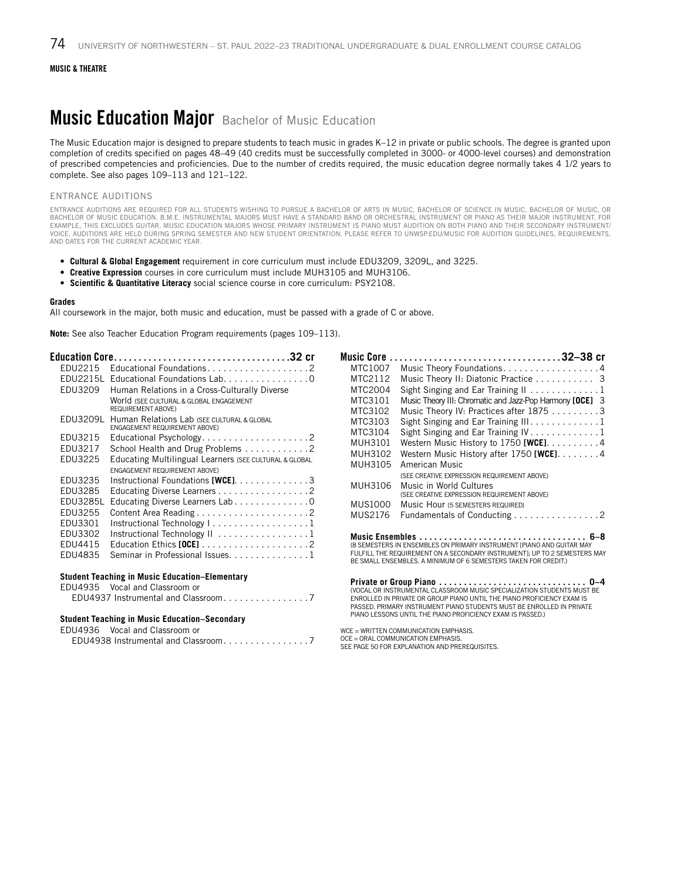**MUSIC & THEATRE**

# Music Education Major Bachelor of Music Education

The Music Education major is designed to prepare students to teach music in grades K–12 in private or public schools. The degree is granted upon completion of credits specified on pages 48–49 (40 credits must be successfully completed in 3000- or 4000-level courses) and demonstration of prescribed competencies and proficiencies. Due to the number of credits required, the music education degree normally takes 4 1/2 years to complete. See also pages 109–113 and 121–122.

## ENTRANCE AUDITIONS

ENTRANCE AUDITIONS ARE REQUIRED FOR ALL STUDENTS WISHING TO PURSUE A BACHELOR OF ARTS IN MUSIC, BACHELOR OF SCIENCE IN MUSIC, BACHELOR OF MUSIC, OR BACHELOR OF MUSIC EDUCATION. B.M.E. INSTRUMENTAL MAJORS MUST HAVE A STANDARD BAND OR ORCHESTRAL INSTRUMENT OR PIANO AS THEIR MAJOR INSTRUMENT. FOR EXAMPLE, THIS EXCLUDES GUITAR. MUSIC EDUCATION MAJORS WHOSE PRIMARY INSTRUMENT IS PIANO MUST AUDITION ON BOTH PIANO AND THEIR SECONDARY INSTRUMENT/VOICE. AUDITIONS ARE HELD DURING SPRING SEMESTER AND NEW STUDENT ORIENTATION. PLEASE REFER TO UNWSP.EDU/MUSIC FOR AUDITION GUIDELINES, REQUIREMENTS, AND DATES FOR THE CURRENT ACADEMIC YEAR.

- **Cultural & Global Engagement** requirement in core curriculum must include EDU3209, 3209L, and 3225.
- **Creative Expression** courses in core curriculum must include MUH3105 and MUH3106.
- **Scientific & Quantitative Literacy** social science course in core curriculum: PSY2108.

**Grades**

All coursework in the major, both music and education, must be passed with a grade of C or above.

**Note:** See also Teacher Education Program requirements (pages 109–113).

**Education Core . . . . . . . . . . 32 cr**

| Course | Title | Credits |
|---|---|---|
| EDU2215 | Educational Foundations | 2 |
| EDU2215L | Educational Foundations Lab | 0 |
| EDU3209 | Human Relations in a Cross-Culturally Diverse World (SEE CULTURAL & GLOBAL ENGAGEMENT REQUIREMENT ABOVE) | |
| EDU3209L | Human Relations Lab (SEE CULTURAL & GLOBAL ENGAGEMENT REQUIREMENT ABOVE) | |
| EDU3215 | Educational Psychology | 2 |
| EDU3217 | School Health and Drug Problems | 2 |
| EDU3225 | Educating Multilingual Learners (SEE CULTURAL & GLOBAL ENGAGEMENT REQUIREMENT ABOVE) | |
| EDU3235 | Instructional Foundations [WCE] | 3 |
| EDU3285 | Educating Diverse Learners | 2 |
| EDU3285L | Educating Diverse Learners Lab | 0 |
| EDU3255 | Content Area Reading | 2 |
| EDU3301 | Instructional Technology I | 1 |
| EDU3302 | Instructional Technology II | 1 |
| EDU4415 | Education Ethics [OCE] | 2 |
| EDU4835 | Seminar in Professional Issues | 1 |

**Student Teaching in Music Education–Elementary**

| Course | Title | Credits |
|---|---|---|
| EDU4935 | Vocal and Classroom or EDU4937 Instrumental and Classroom | 7 |

**Student Teaching in Music Education–Secondary**

| Course | Title | Credits |
|---|---|---|
| EDU4936 | Vocal and Classroom or EDU4938 Instrumental and Classroom | 7 |

**Music Core . . . . . . . . . . 32–38 cr**

| Course | Title | Credits |
|---|---|---|
| MTC1007 | Music Theory Foundations | 4 |
| MTC2112 | Music Theory II: Diatonic Practice | 3 |
| MTC2004 | Sight Singing and Ear Training II | 1 |
| MTC3101 | Music Theory III: Chromatic and Jazz-Pop Harmony [OCE] | 3 |
| MTC3102 | Music Theory IV: Practices after 1875 | 3 |
| MTC3103 | Sight Singing and Ear Training III | 1 |
| MTC3104 | Sight Singing and Ear Training IV | 1 |
| MUH3101 | Western Music History to 1750 [WCE] | 4 |
| MUH3102 | Western Music History after 1750 [WCE] | 4 |
| MUH3105 | American Music (SEE CREATIVE EXPRESSION REQUIREMENT ABOVE) | |
| MUH3106 | Music in World Cultures (SEE CREATIVE EXPRESSION REQUIREMENT ABOVE) | |
| MUS1000 | Music Hour (5 SEMESTERS REQUIRED) | |
| MUS2176 | Fundamentals of Conducting | 2 |

**Music Ensembles . . . . . . . . . . 6–8**

(8 SEMESTERS IN ENSEMBLES ON PRIMARY INSTRUMENT [PIANO AND GUITAR MAY FULFILL THE REQUIREMENT ON A SECONDARY INSTRUMENT]; UP TO 2 SEMESTERS MAY BE SMALL ENSEMBLES. A MINIMUM OF 6 SEMESTERS TAKEN FOR CREDIT.)

**Private or Group Piano . . . . . . . . . . 0–4**

(VOCAL OR INSTRUMENTAL CLASSROOM MUSIC SPECIALIZATION STUDENTS MUST BE ENROLLED IN PRIVATE OR GROUP PIANO UNTIL THE PIANO PROFICIENCY EXAM IS PASSED. PRIMARY INSTRUMENT PIANO STUDENTS MUST BE ENROLLED IN PRIVATE PIANO LESSONS UNTIL THE PIANO PROFICIENCY EXAM IS PASSED.)

WCE = WRITTEN COMMUNICATION EMPHASIS.
OCE = ORAL COMMUNICATION EMPHASIS.
SEE PAGE 50 FOR EXPLANATION AND PREREQUISITES.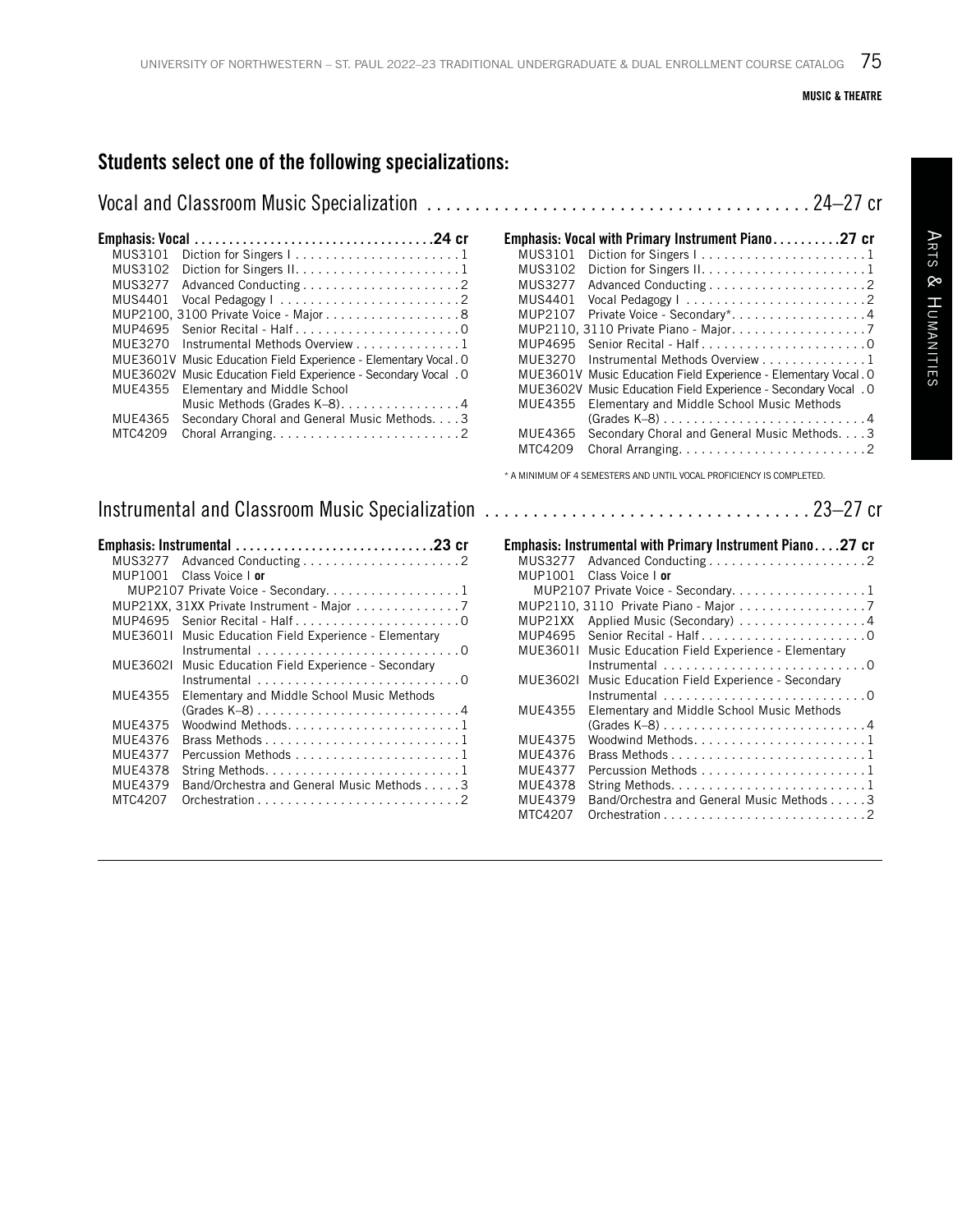## Students select one of the following specializations:

## Vocal and Classroom Music Specialization — 24–27 cr

### Emphasis: Vocal — 24 cr

| Course | Title | Credits |
|---|---|---|
| MUS3101 | Diction for Singers I | 1 |
| MUS3102 | Diction for Singers II | 1 |
| MUS3277 | Advanced Conducting | 2 |
| MUS4401 | Vocal Pedagogy I | 2 |
| MUP2100, 3100 | Private Voice - Major | 8 |
| MUP4695 | Senior Recital - Half | 0 |
| MUE3270 | Instrumental Methods Overview | 1 |
| MUE3601V | Music Education Field Experience - Elementary Vocal | 0 |
| MUE3602V | Music Education Field Experience - Secondary Vocal | 0 |
| MUE4355 | Elementary and Middle School Music Methods (Grades K–8) | 4 |
| MUE4365 | Secondary Choral and General Music Methods | 3 |
| MTC4209 | Choral Arranging | 2 |

### Emphasis: Vocal with Primary Instrument Piano — 27 cr

| Course | Title | Credits |
|---|---|---|
| MUS3101 | Diction for Singers I | 1 |
| MUS3102 | Diction for Singers II | 1 |
| MUS3277 | Advanced Conducting | 2 |
| MUS4401 | Vocal Pedagogy I | 2 |
| MUP2107 | Private Voice - Secondary* | 4 |
| MUP2110, 3110 | Private Piano - Major | 7 |
| MUP4695 | Senior Recital - Half | 0 |
| MUE3270 | Instrumental Methods Overview | 1 |
| MUE3601V | Music Education Field Experience - Elementary Vocal | 0 |
| MUE3602V | Music Education Field Experience - Secondary Vocal | 0 |
| MUE4355 | Elementary and Middle School Music Methods (Grades K–8) | 4 |
| MUE4365 | Secondary Choral and General Music Methods | 3 |
| MTC4209 | Choral Arranging | 2 |

* A MINIMUM OF 4 SEMESTERS AND UNTIL VOCAL PROFICIENCY IS COMPLETED.

## Instrumental and Classroom Music Specialization — 23–27 cr

### Emphasis: Instrumental — 23 cr

| Course | Title | Credits |
|---|---|---|
| MUS3277 | Advanced Conducting | 2 |
| MUP1001 | Class Voice I **or** MUP2107 Private Voice - Secondary | 1 |
| MUP21XX, 31XX | Private Instrument - Major | 7 |
| MUP4695 | Senior Recital - Half | 0 |
| MUE3601I | Music Education Field Experience - Elementary Instrumental | 0 |
| MUE3602I | Music Education Field Experience - Secondary Instrumental | 0 |
| MUE4355 | Elementary and Middle School Music Methods (Grades K–8) | 4 |
| MUE4375 | Woodwind Methods | 1 |
| MUE4376 | Brass Methods | 1 |
| MUE4377 | Percussion Methods | 1 |
| MUE4378 | String Methods | 1 |
| MUE4379 | Band/Orchestra and General Music Methods | 3 |
| MTC4207 | Orchestration | 2 |

### Emphasis: Instrumental with Primary Instrument Piano — 27 cr

| Course | Title | Credits |
|---|---|---|
| MUS3277 | Advanced Conducting | 2 |
| MUP1001 | Class Voice I **or** MUP2107 Private Voice - Secondary | 1 |
| MUP2110, 3110 | Private Piano - Major | 7 |
| MUP21XX | Applied Music (Secondary) | 4 |
| MUP4695 | Senior Recital - Half | 0 |
| MUE3601I | Music Education Field Experience - Elementary Instrumental | 0 |
| MUE3602I | Music Education Field Experience - Secondary Instrumental | 0 |
| MUE4355 | Elementary and Middle School Music Methods (Grades K–8) | 4 |
| MUE4375 | Woodwind Methods | 1 |
| MUE4376 | Brass Methods | 1 |
| MUE4377 | Percussion Methods | 1 |
| MUE4378 | String Methods | 1 |
| MUE4379 | Band/Orchestra and General Music Methods | 3 |
| MTC4207 | Orchestration | 2 |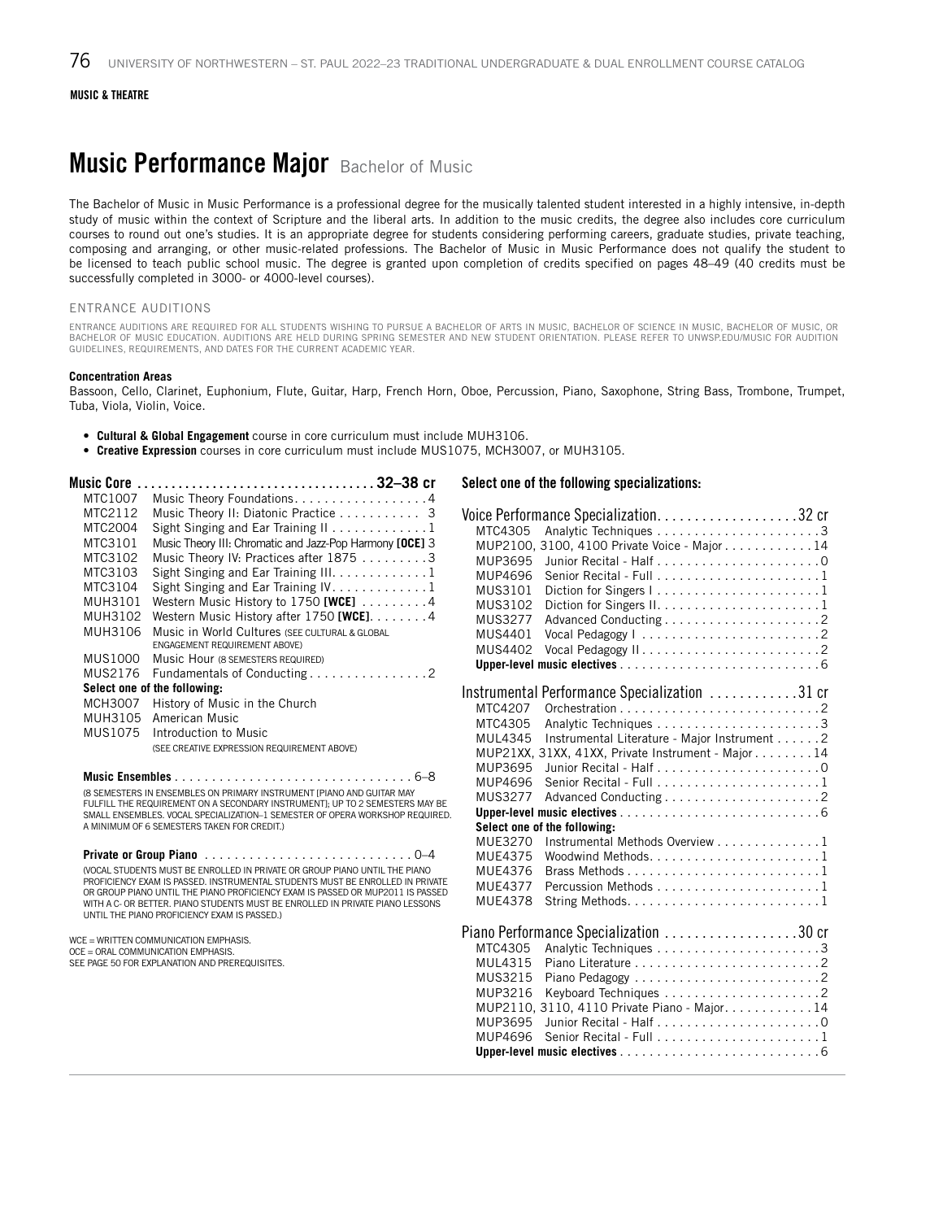MUSIC & THEATRE

# Music Performance Major Bachelor of Music

The Bachelor of Music in Music Performance is a professional degree for the musically talented student interested in a highly intensive, in-depth study of music within the context of Scripture and the liberal arts. In addition to the music credits, the degree also includes core curriculum courses to round out one's studies. It is an appropriate degree for students considering performing careers, graduate studies, private teaching, composing and arranging, or other music-related professions. The Bachelor of Music in Music Performance does not qualify the student to be licensed to teach public school music. The degree is granted upon completion of credits specified on pages 48–49 (40 credits must be successfully completed in 3000- or 4000-level courses).

ENTRANCE AUDITIONS

ENTRANCE AUDITIONS ARE REQUIRED FOR ALL STUDENTS WISHING TO PURSUE A BACHELOR OF ARTS IN MUSIC, BACHELOR OF SCIENCE IN MUSIC, BACHELOR OF MUSIC, OR BACHELOR OF MUSIC EDUCATION. AUDITIONS ARE HELD DURING SPRING SEMESTER AND NEW STUDENT ORIENTATION. PLEASE REFER TO UNWSP.EDU/MUSIC FOR AUDITION GUIDELINES, REQUIREMENTS, AND DATES FOR THE CURRENT ACADEMIC YEAR.

**Concentration Areas**

Bassoon, Cello, Clarinet, Euphonium, Flute, Guitar, Harp, French Horn, Oboe, Percussion, Piano, Saxophone, String Bass, Trombone, Trumpet, Tuba, Viola, Violin, Voice.

- **Cultural & Global Engagement** course in core curriculum must include MUH3106.
- **Creative Expression** courses in core curriculum must include MUS1075, MCH3007, or MUH3105.

**Music Core ... 32–38 cr**

| | | |
|---|---|---|
| MTC1007 | Music Theory Foundations | 4 |
| MTC2112 | Music Theory II: Diatonic Practice | 3 |
| MTC2004 | Sight Singing and Ear Training II | 1 |
| MTC3101 | Music Theory III: Chromatic and Jazz-Pop Harmony **[OCE]** | 3 |
| MTC3102 | Music Theory IV: Practices after 1875 | 3 |
| MTC3103 | Sight Singing and Ear Training III | 1 |
| MTC3104 | Sight Singing and Ear Training IV | 1 |
| MUH3101 | Western Music History to 1750 **[WCE]** | 4 |
| MUH3102 | Western Music History after 1750 **[WCE]** | 4 |
| MUH3106 | Music in World Cultures (SEE CULTURAL & GLOBAL ENGAGEMENT REQUIREMENT ABOVE) | |
| MUS1000 | Music Hour (8 SEMESTERS REQUIRED) | |
| MUS2176 | Fundamentals of Conducting | 2 |

**Select one of the following:**

| | |
|---|---|
| MCH3007 | History of Music in the Church |
| MUH3105 | American Music |
| MUS1075 | Introduction to Music (SEE CREATIVE EXPRESSION REQUIREMENT ABOVE) |

**Music Ensembles ... 6–8**

(8 SEMESTERS IN ENSEMBLES ON PRIMARY INSTRUMENT [PIANO AND GUITAR MAY FULFILL THE REQUIREMENT ON A SECONDARY INSTRUMENT]; UP TO 2 SEMESTERS MAY BE SMALL ENSEMBLES. VOCAL SPECIALIZATION–1 SEMESTER OF OPERA WORKSHOP REQUIRED. A MINIMUM OF 6 SEMESTERS TAKEN FOR CREDIT.)

**Private or Group Piano ... 0–4**

(VOCAL STUDENTS MUST BE ENROLLED IN PRIVATE OR GROUP PIANO UNTIL THE PIANO PROFICIENCY EXAM IS PASSED. INSTRUMENTAL STUDENTS MUST BE ENROLLED IN PRIVATE OR GROUP PIANO UNTIL THE PIANO PROFICIENCY EXAM IS PASSED OR MUP2011 IS PASSED WITH A C- OR BETTER. PIANO STUDENTS MUST BE ENROLLED IN PRIVATE PIANO LESSONS UNTIL THE PIANO PROFICIENCY EXAM IS PASSED.)

WCE = WRITTEN COMMUNICATION EMPHASIS.
OCE = ORAL COMMUNICATION EMPHASIS.
SEE PAGE 50 FOR EXPLANATION AND PREREQUISITES.

**Select one of the following specializations:**

**Voice Performance Specialization ... 32 cr**

| | | |
|---|---|---|
| MTC4305 | Analytic Techniques | 3 |
| MUP2100, 3100, 4100 | Private Voice - Major | 14 |
| MUP3695 | Junior Recital - Half | 0 |
| MUP4696 | Senior Recital - Full | 1 |
| MUS3101 | Diction for Singers I | 1 |
| MUS3102 | Diction for Singers II | 1 |
| MUS3277 | Advanced Conducting | 2 |
| MUS4401 | Vocal Pedagogy I | 2 |
| MUS4402 | Vocal Pedagogy II | 2 |
| **Upper-level music electives** | | 6 |

**Instrumental Performance Specialization ... 31 cr**

| | | |
|---|---|---|
| MTC4207 | Orchestration | 2 |
| MTC4305 | Analytic Techniques | 3 |
| MUL4345 | Instrumental Literature - Major Instrument | 2 |
| MUP21XX, 31XX, 41XX | Private Instrument - Major | 14 |
| MUP3695 | Junior Recital - Half | 0 |
| MUP4696 | Senior Recital - Full | 1 |
| MUS3277 | Advanced Conducting | 2 |
| **Upper-level music electives** | | 6 |

**Select one of the following:**

| | | |
|---|---|---|
| MUE3270 | Instrumental Methods Overview | 1 |
| MUE4375 | Woodwind Methods | 1 |
| MUE4376 | Brass Methods | 1 |
| MUE4377 | Percussion Methods | 1 |
| MUE4378 | String Methods | 1 |

**Piano Performance Specialization ... 30 cr**

| | | |
|---|---|---|
| MTC4305 | Analytic Techniques | 3 |
| MUL4315 | Piano Literature | 2 |
| MUS3215 | Piano Pedagogy | 2 |
| MUP3216 | Keyboard Techniques | 2 |
| MUP2110, 3110, 4110 | Private Piano - Major | 14 |
| MUP3695 | Junior Recital - Half | 0 |
| MUP4696 | Senior Recital - Full | 1 |
| **Upper-level music electives** | | 6 |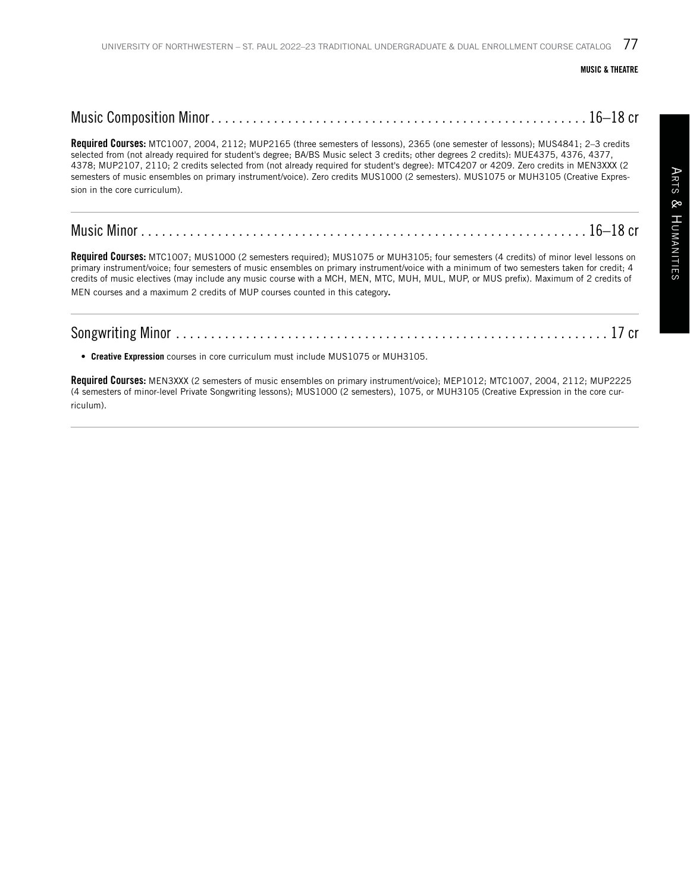## Music Composition Minor . . . 16–18 cr

**Required Courses:** MTC1007, 2004, 2112; MUP2165 (three semesters of lessons), 2365 (one semester of lessons); MUS4841; 2–3 credits selected from (not already required for student's degree; BA/BS Music select 3 credits; other degrees 2 credits): MUE4375, 4376, 4377, 4378; MUP2107, 2110; 2 credits selected from (not already required for student's degree): MTC4207 or 4209. Zero credits in MEN3XXX (2 semesters of music ensembles on primary instrument/voice). Zero credits MUS1000 (2 semesters). MUS1075 or MUH3105 (Creative Expression in the core curriculum).

## Music Minor . . . 16–18 cr

**Required Courses:** MTC1007; MUS1000 (2 semesters required); MUS1075 or MUH3105; four semesters (4 credits) of minor level lessons on primary instrument/voice; four semesters of music ensembles on primary instrument/voice with a minimum of two semesters taken for credit; 4 credits of music electives (may include any music course with a MCH, MEN, MTC, MUH, MUL, MUP, or MUS prefix). Maximum of 2 credits of MEN courses and a maximum 2 credits of MUP courses counted in this category**.**

## Songwriting Minor . . . 17 cr

- **Creative Expression** courses in core curriculum must include MUS1075 or MUH3105.

**Required Courses:** MEN3XXX (2 semesters of music ensembles on primary instrument/voice); MEP1012; MTC1007, 2004, 2112; MUP2225 (4 semesters of minor-level Private Songwriting lessons); MUS1000 (2 semesters), 1075, or MUH3105 (Creative Expression in the core curriculum).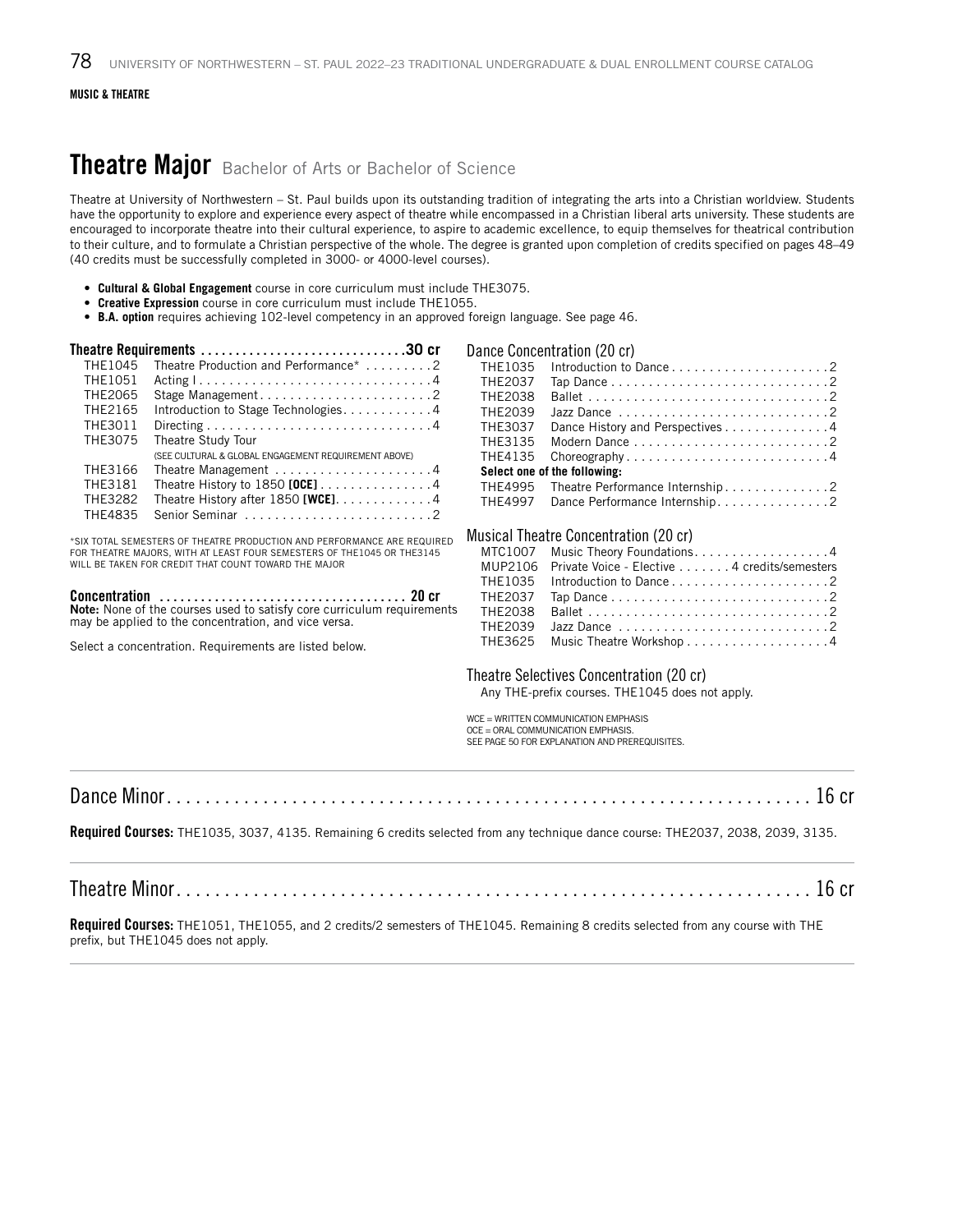**MUSIC & THEATRE**

# Theatre Major Bachelor of Arts or Bachelor of Science

Theatre at University of Northwestern – St. Paul builds upon its outstanding tradition of integrating the arts into a Christian worldview. Students have the opportunity to explore and experience every aspect of theatre while encompassed in a Christian liberal arts university. These students are encouraged to incorporate theatre into their cultural experience, to aspire to academic excellence, to equip themselves for theatrical contribution to their culture, and to formulate a Christian perspective of the whole. The degree is granted upon completion of credits specified on pages 48–49 (40 credits must be successfully completed in 3000- or 4000-level courses).

- **Cultural & Global Engagement** course in core curriculum must include THE3075.
- **Creative Expression** course in core curriculum must include THE1055.
- **B.A. option** requires achieving 102-level competency in an approved foreign language. See page 46.

**Theatre Requirements ............................30 cr**

| | | |
|---|---|---|
| THE1045 | Theatre Production and Performance* | 2 |
| THE1051 | Acting I | 4 |
| THE2065 | Stage Management | 2 |
| THE2165 | Introduction to Stage Technologies | 4 |
| THE3011 | Directing | 4 |
| THE3075 | Theatre Study Tour (SEE CULTURAL & GLOBAL ENGAGEMENT REQUIREMENT ABOVE) | |
| THE3166 | Theatre Management | 4 |
| THE3181 | Theatre History to 1850 **[OCE]** | 4 |
| THE3282 | Theatre History after 1850 **[WCE]** | 4 |
| THE4835 | Senior Seminar | 2 |

*SIX TOTAL SEMESTERS OF THEATRE PRODUCTION AND PERFORMANCE ARE REQUIRED FOR THEATRE MAJORS, WITH AT LEAST FOUR SEMESTERS OF THE1045 OR THE3145 WILL BE TAKEN FOR CREDIT THAT COUNT TOWARD THE MAJOR

**Concentration .................................. 20 cr**
**Note:** None of the courses used to satisfy core curriculum requirements may be applied to the concentration, and vice versa.

Select a concentration. Requirements are listed below.

### Dance Concentration (20 cr)

| | | |
|---|---|---|
| THE1035 | Introduction to Dance | 2 |
| THE2037 | Tap Dance | 2 |
| THE2038 | Ballet | 2 |
| THE2039 | Jazz Dance | 2 |
| THE3037 | Dance History and Perspectives | 4 |
| THE3135 | Modern Dance | 2 |
| THE4135 | Choreography | 4 |
| **Select one of the following:** | | |
| THE4995 | Theatre Performance Internship | 2 |
| THE4997 | Dance Performance Internship | 2 |

### Musical Theatre Concentration (20 cr)

| | | |
|---|---|---|
| MTC1007 | Music Theory Foundations | 4 |
| MUP2106 | Private Voice - Elective | 4 credits/semesters |
| THE1035 | Introduction to Dance | 2 |
| THE2037 | Tap Dance | 2 |
| THE2038 | Ballet | 2 |
| THE2039 | Jazz Dance | 2 |
| THE3625 | Music Theatre Workshop | 4 |

### Theatre Selectives Concentration (20 cr)

Any THE-prefix courses. THE1045 does not apply.

WCE = WRITTEN COMMUNICATION EMPHASIS
OCE = ORAL COMMUNICATION EMPHASIS.
SEE PAGE 50 FOR EXPLANATION AND PREREQUISITES.

## Dance Minor ........................................ 16 cr

**Required Courses:** THE1035, 3037, 4135. Remaining 6 credits selected from any technique dance course: THE2037, 2038, 2039, 3135.

## Theatre Minor ........................................ 16 cr

**Required Courses:** THE1051, THE1055, and 2 credits/2 semesters of THE1045. Remaining 8 credits selected from any course with THE prefix, but THE1045 does not apply.